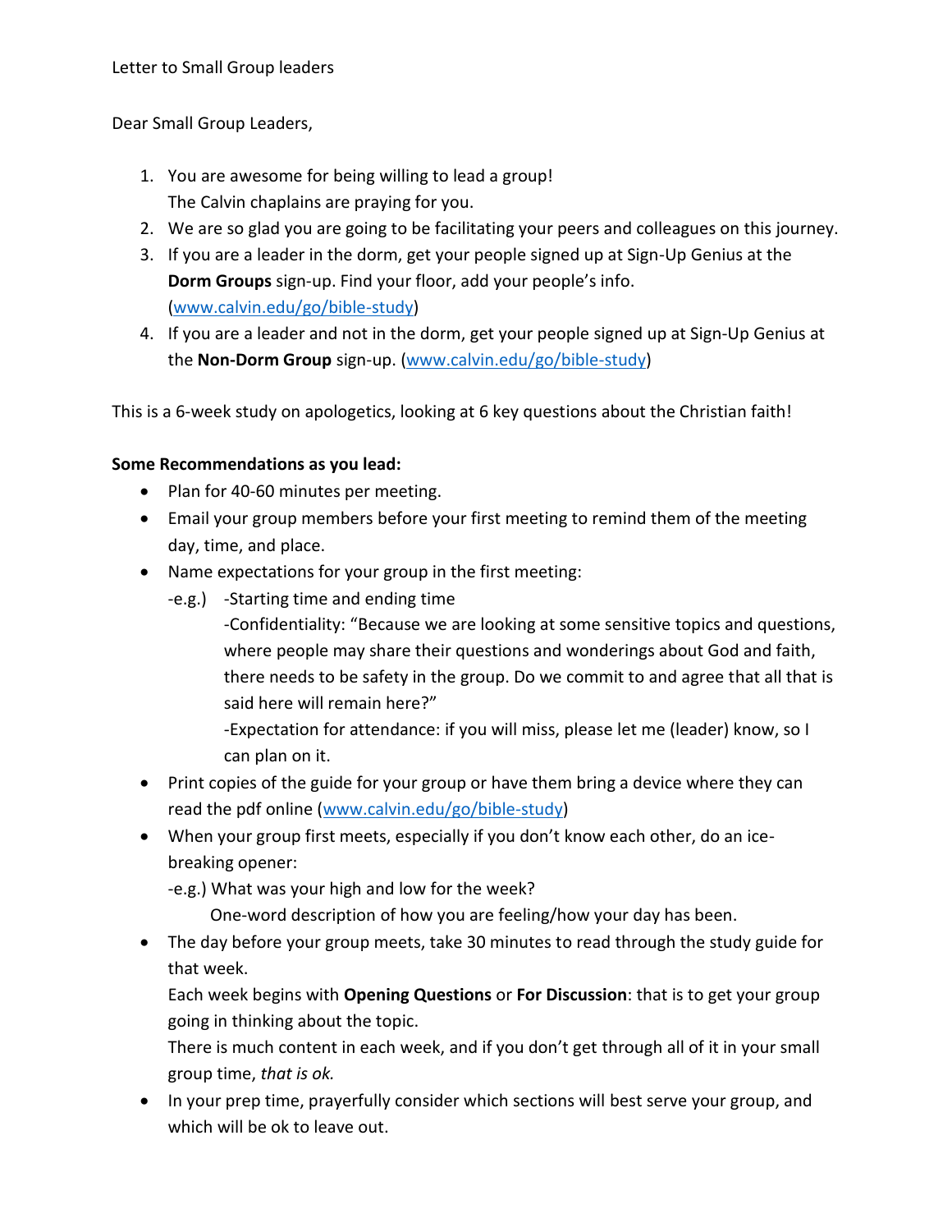Letter to Small Group leaders

Dear Small Group Leaders,

1. You are awesome for being willing to lead a group!
   The Calvin chaplains are praying for you.
2. We are so glad you are going to be facilitating your peers and colleagues on this journey.
3. If you are a leader in the dorm, get your people signed up at Sign-Up Genius at the **Dorm Groups** sign-up. Find your floor, add your people's info. ([www.calvin.edu/go/bible-study](www.calvin.edu/go/bible-study))
4. If you are a leader and not in the dorm, get your people signed up at Sign-Up Genius at the **Non-Dorm Group** sign-up. ([www.calvin.edu/go/bible-study](www.calvin.edu/go/bible-study))

This is a 6-week study on apologetics, looking at 6 key questions about the Christian faith!

**Some Recommendations as you lead:**

- Plan for 40-60 minutes per meeting.
- Email your group members before your first meeting to remind them of the meeting day, time, and place.
- Name expectations for your group in the first meeting:
  - e.g.) -Starting time and ending time
    - -Confidentiality: "Because we are looking at some sensitive topics and questions, where people may share their questions and wonderings about God and faith, there needs to be safety in the group. Do we commit to and agree that all that is said here will remain here?"
    - -Expectation for attendance: if you will miss, please let me (leader) know, so I can plan on it.
- Print copies of the guide for your group or have them bring a device where they can read the pdf online ([www.calvin.edu/go/bible-study](www.calvin.edu/go/bible-study))
- When your group first meets, especially if you don't know each other, do an ice-breaking opener:
  - e.g.) What was your high and low for the week?
    One-word description of how you are feeling/how your day has been.
- The day before your group meets, take 30 minutes to read through the study guide for that week.
  Each week begins with **Opening Questions** or **For Discussion**: that is to get your group going in thinking about the topic.
  There is much content in each week, and if you don't get through all of it in your small group time, *that is ok.*
- In your prep time, prayerfully consider which sections will best serve your group, and which will be ok to leave out.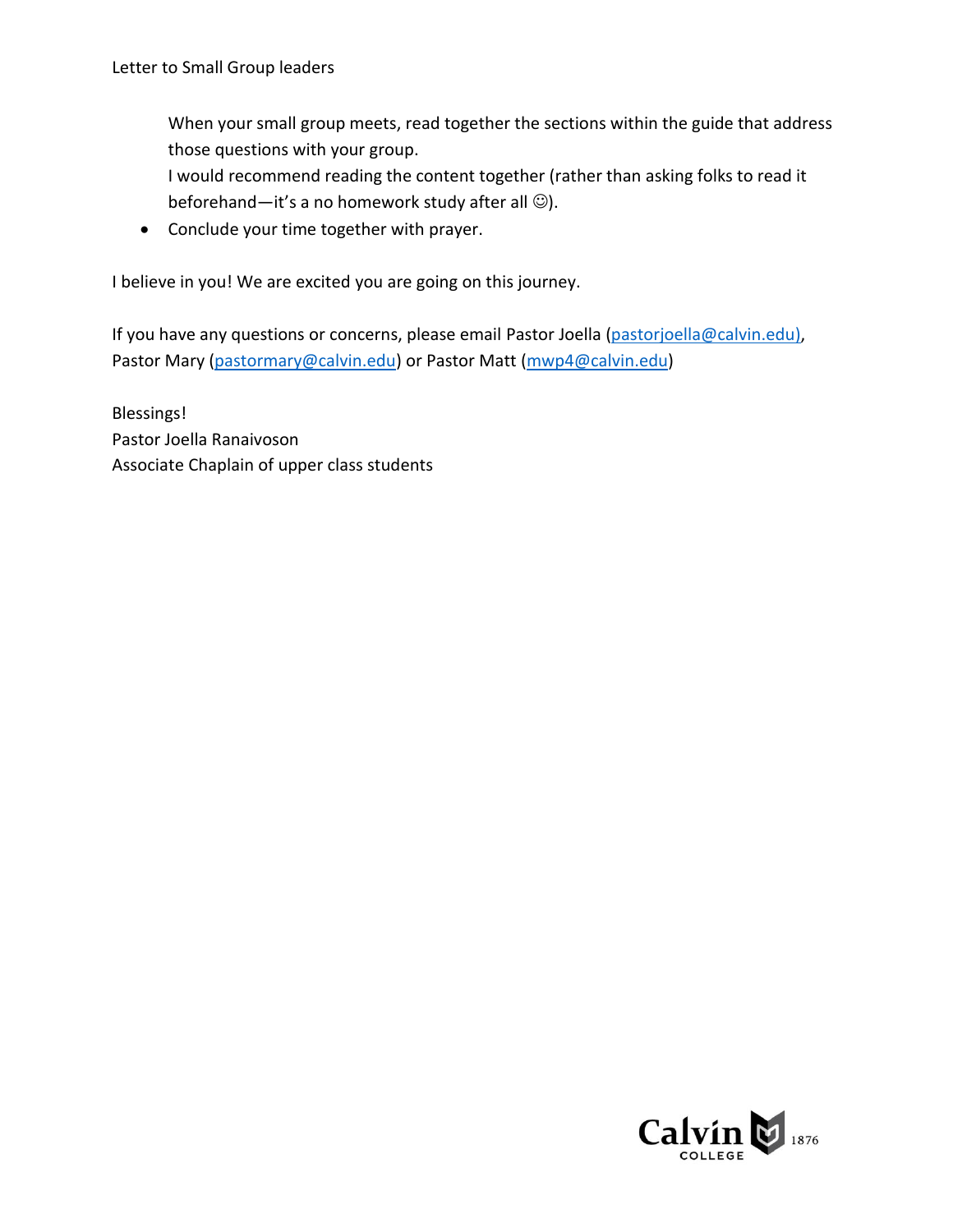When your small group meets, read together the sections within the guide that address those questions with your group.
I would recommend reading the content together (rather than asking folks to read it beforehand—it's a no homework study after all ☺).

- Conclude your time together with prayer.

I believe in you! We are excited you are going on this journey.

If you have any questions or concerns, please email Pastor Joella (pastorjoella@calvin.edu), Pastor Mary (pastormary@calvin.edu) or Pastor Matt (mwp4@calvin.edu)

Blessings!
Pastor Joella Ranaivoson
Associate Chaplain of upper class students